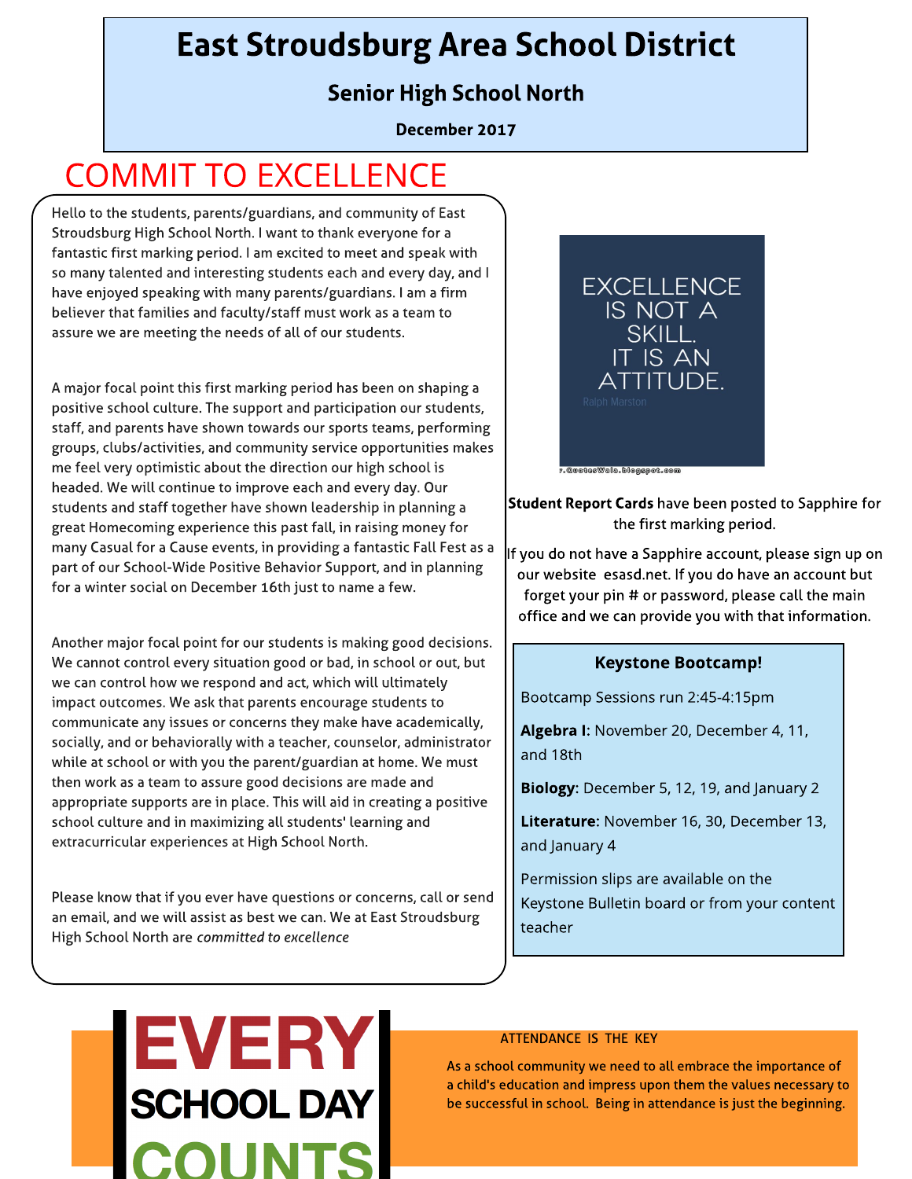# East Stroudsburg Area School District

## Senior High School North

**December 2017**

## COMMIT TO EXCELLENCE

Hello to the students, parents/guardians, and community of East Stroudsburg High School North. I want to thank everyone for a fantastic first marking period. I am excited to meet and speak with so many talented and interesting students each and every day, and I have enjoyed speaking with many parents/guardians. I am a firm believer that families and faculty/staff must work as a team to assure we are meeting the needs of all of our students.

A major focal point this first marking period has been on shaping a positive school culture. The support and participation our students, staff, and parents have shown towards our sports teams, performing groups, clubs/activities, and community service opportunities makes me feel very optimistic about the direction our high school is headed. We will continue to improve each and every day. Our students and staff together have shown leadership in planning a great Homecoming experience this past fall, in raising money for many Casual for a Cause events, in providing a fantastic Fall Fest as a part of our School-Wide Positive Behavior Support, and in planning for a winter social on December 16th just to name a few.

Another major focal point for our students is making good decisions. We cannot control every situation good or bad, in school or out, but we can control how we respond and act, which will ultimately impact outcomes. We ask that parents encourage students to communicate any issues or concerns they make have academically, socially, and or behaviorally with a teacher, counselor, administrator while at school or with you the parent/guardian at home. We must then work as a team to assure good decisions are made and appropriate supports are in place. This will aid in creating a positive school culture and in maximizing all students' learning and extracurricular experiences at High School North.

Please know that if you ever have questions or concerns, call or send an email, and we will assist as best we can. We at East Stroudsburg High School North are *committed to excellence*

EXCELLENCE IS NOT A SKILL. IT IS AN ATTITUDE.
Ralph Marston

**Student Report Cards** have been posted to Sapphire for the first marking period.

If you do not have a Sapphire account, please sign up on our website esasd.net. If you do have an account but forget your pin # or password, please call the main office and we can provide you with that information.

### Keystone Bootcamp!

Bootcamp Sessions run 2:45-4:15pm

**Algebra I:** November 20, December 4, 11, and 18th

**Biology:** December 5, 12, 19, and January 2

**Literature:** November 16, 30, December 13, and January 4

Permission slips are available on the Keystone Bulletin board or from your content teacher

EVERY SCHOOL DAY COUNTS

### ATTENDANCE IS THE KEY

As a school community we need to all embrace the importance of a child's education and impress upon them the values necessary to be successful in school. Being in attendance is just the beginning.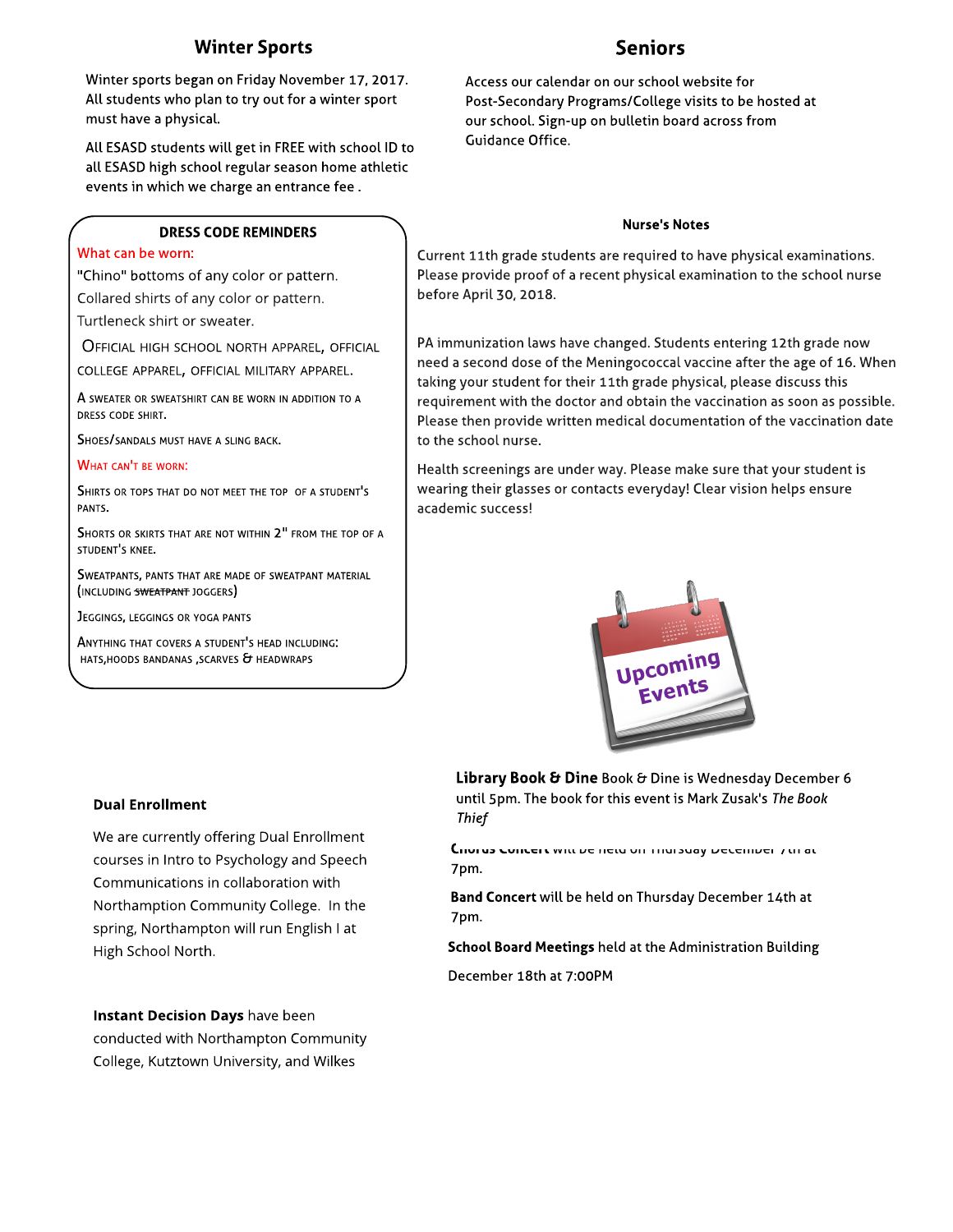## Winter Sports

Winter sports began on Friday November 17, 2017. All students who plan to try out for a winter sport must have a physical.

All ESASD students will get in FREE with school ID to all ESASD high school regular season home athletic events in which we charge an entrance fee .

## Seniors

Access our calendar on our school website for Post-Secondary Programs/College visits to be hosted at our school. Sign-up on bulletin board across from Guidance Office.

### DRESS CODE REMINDERS

What can be worn:

"Chino" bottoms of any color or pattern.

Collared shirts of any color or pattern.

Turtleneck shirt or sweater.

Official High School North apparel, official college apparel, official military apparel.

A sweater or sweatshirt can be worn in addition to a dress code shirt.

Shoes/sandals must have a sling back.

What can't be worn:

Shirts or tops that do not meet the top of a student's pants.

Shorts or skirts that are not within 2" from the top of a student's knee.

Sweatpants, pants that are made of sweatpant material (including ~~sweatpant~~ joggers)

Jeggings, leggings or yoga pants

Anything that covers a student's head including: hats,hoods bandanas ,scarves & headwraps

### Nurse's Notes

Current 11th grade students are required to have physical examinations. Please provide proof of a recent physical examination to the school nurse before April 30, 2018.

PA immunization laws have changed. Students entering 12th grade now need a second dose of the Meningococcal vaccine after the age of 16. When taking your student for their 11th grade physical, please discuss this requirement with the doctor and obtain the vaccination as soon as possible. Please then provide written medical documentation of the vaccination date to the school nurse.

Health screenings are under way. Please make sure that your student is wearing their glasses or contacts everyday! Clear vision helps ensure academic success!

### Dual Enrollment

We are currently offering Dual Enrollment courses in Intro to Psychology and Speech Communications in collaboration with Northampton Community College. In the spring, Northampton will run English I at High School North.

**Instant Decision Days** have been conducted with Northampton Community College, Kutztown University, and Wilkes

### Upcoming Events

**Library Book & Dine** Book & Dine is Wednesday December 6 until 5pm. The book for this event is Mark Zusak's *The Book Thief*

**Chorus Concert** will be held on Thursday December 7th at 7pm.

**Band Concert** will be held on Thursday December 14th at 7pm.

**School Board Meetings** held at the Administration Building

December 18th at 7:00PM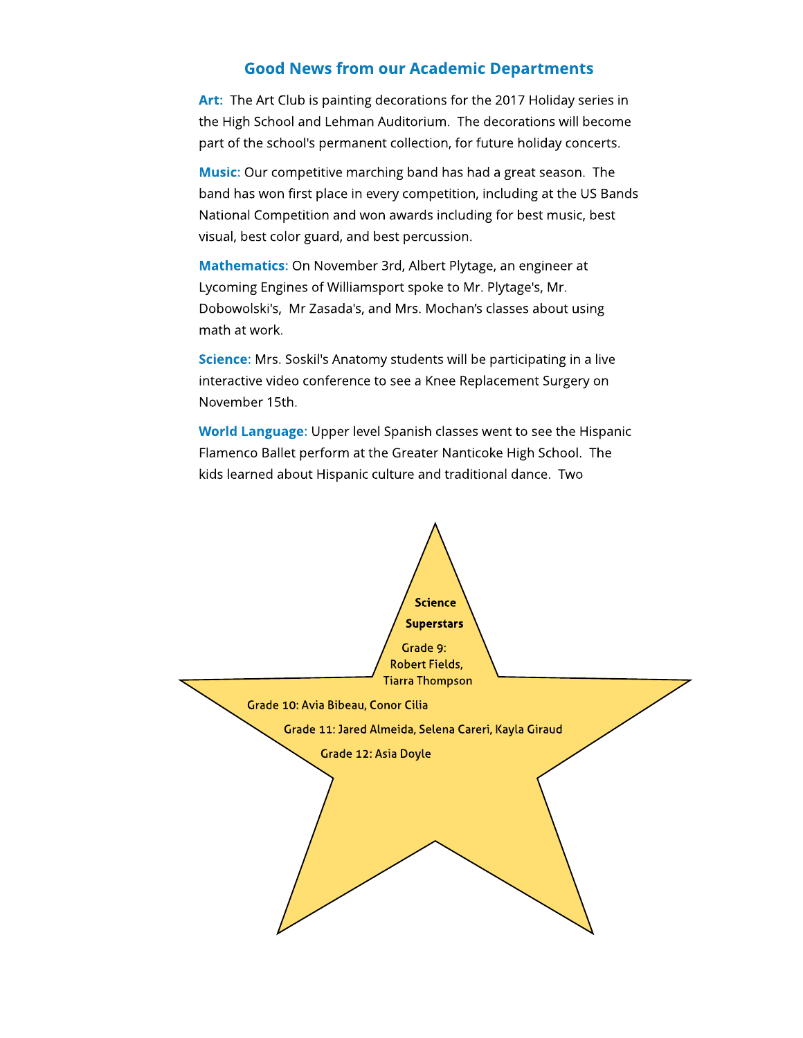## Good News from our Academic Departments

**Art:** The Art Club is painting decorations for the 2017 Holiday series in the High School and Lehman Auditorium. The decorations will become part of the school's permanent collection, for future holiday concerts.

**Music:** Our competitive marching band has had a great season. The band has won first place in every competition, including at the US Bands National Competition and won awards including for best music, best visual, best color guard, and best percussion.

**Mathematics:** On November 3rd, Albert Plytage, an engineer at Lycoming Engines of Williamsport spoke to Mr. Plytage's, Mr. Dobowolski's, Mr Zasada's, and Mrs. Mochan's classes about using math at work.

**Science:** Mrs. Soskil's Anatomy students will be participating in a live interactive video conference to see a Knee Replacement Surgery on November 15th.

**World Language:** Upper level Spanish classes went to see the Hispanic Flamenco Ballet perform at the Greater Nanticoke High School. The kids learned about Hispanic culture and traditional dance. Two

**Science Superstars**

Grade 9: Robert Fields, Tiarra Thompson

Grade 10: Avia Bibeau, Conor Cilia

Grade 11: Jared Almeida, Selena Careri, Kayla Giraud

Grade 12: Asia Doyle